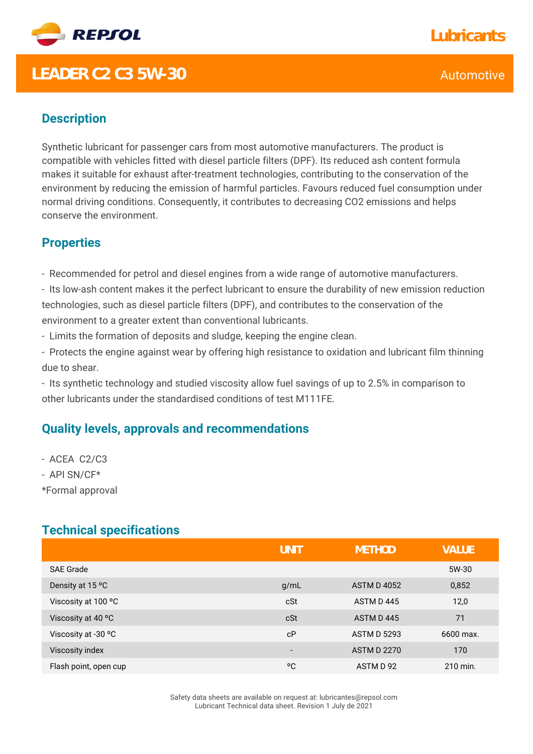REPSOL

Lubricants

# LEADER C2 C3 5W-30

Automotive

## Description

Synthetic lubricant for passenger cars from most automotive manufacturers. The product is compatible with vehicles fitted with diesel particle filters (DPF). Its reduced ash content formula makes it suitable for exhaust after-treatment technologies, contributing to the conservation of the environment by reducing the emission of harmful particles. Favours reduced fuel consumption under normal driving conditions. Consequently, it contributes to decreasing $CO_2$ emissions and helps conserve the environment.

## Properties

- Recommended for petrol and diesel engines from a wide range of automotive manufacturers.
- Its low-ash content makes it the perfect lubricant to ensure the durability of new emission reduction technologies, such as diesel particle filters (DPF), and contributes to the conservation of the environment to a greater extent than conventional lubricants.
- Limits the formation of deposits and sludge, keeping the engine clean.
- Protects the engine against wear by offering high resistance to oxidation and lubricant film thinning due to shear.
- Its synthetic technology and studied viscosity allow fuel savings of up to 2.5% in comparison to other lubricants under the standardised conditions of test M111FE.

## Quality levels, approvals and recommendations

- ACEA C2/C3
- API SN/CF*

*Formal approval

## Technical specifications

| | UNIT | METHOD | VALUE |
|---|---|---|---|
| SAE Grade | | | 5W-30 |
| Density at 15 ºC | g/mL | ASTM D 4052 | 0,852 |
| Viscosity at 100 ºC | cSt | ASTM D 445 | 12,0 |
| Viscosity at 40 ºC | cSt | ASTM D 445 | 71 |
| Viscosity at -30 ºC | cP | ASTM D 5293 | 6600 max. |
| Viscosity index | - | ASTM D 2270 | 170 |
| Flash point, open cup | ºC | ASTM D 92 | 210 min. |

Safety data sheets are available on request at: lubricantes@repsol.com
Lubricant Technical data sheet. Revision 1 July de 2021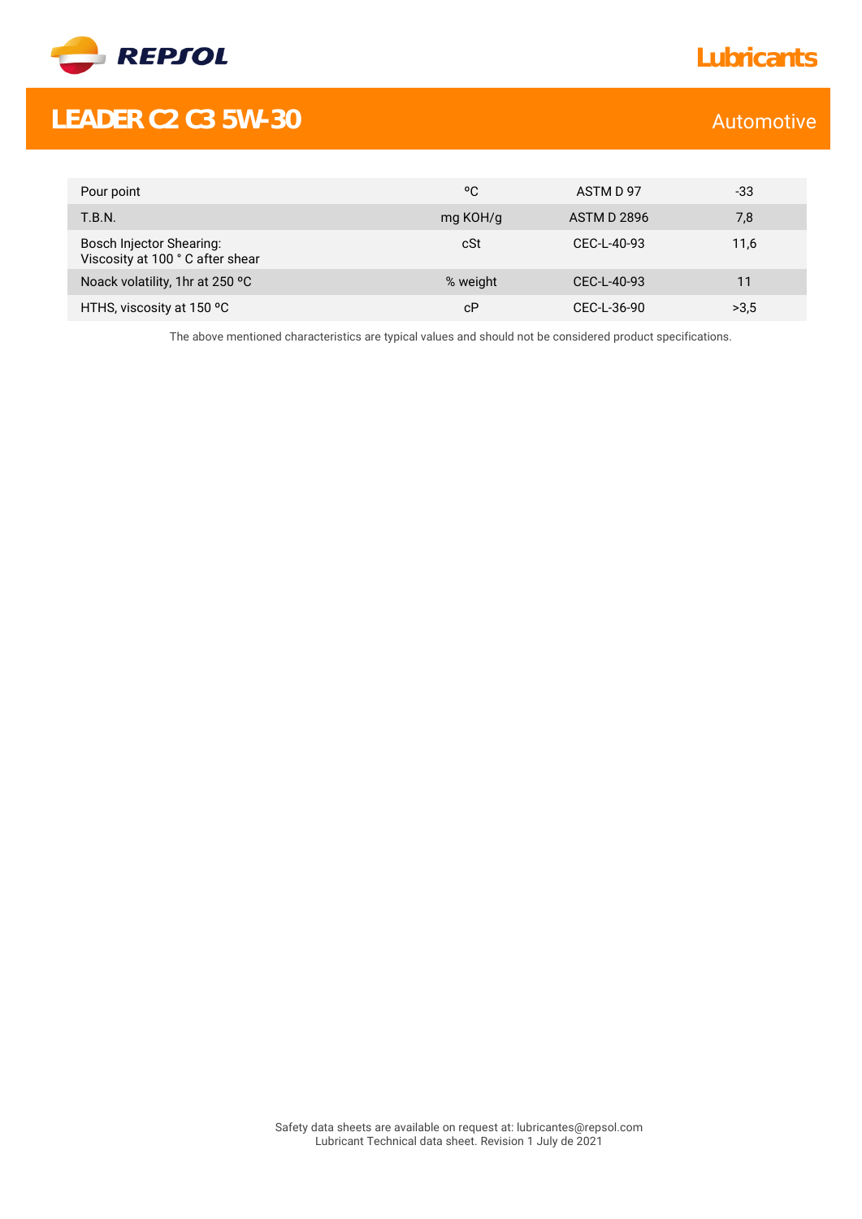# LEADER C2 C3 5W-30

Automotive

| | | | |
|---|---|---|---|
| Pour point | ºC | ASTM D 97 | -33 |
| T.B.N. | mg KOH/g | ASTM D 2896 | 7,8 |
| Bosch Injector Shearing: Viscosity at 100 ° C after shear | cSt | CEC-L-40-93 | 11,6 |
| Noack volatility, 1hr at 250 ºC | % weight | CEC-L-40-93 | 11 |
| HTHS, viscosity at 150 ºC | cP | CEC-L-36-90 | >3,5 |

The above mentioned characteristics are typical values and should not be considered product specifications.

Safety data sheets are available on request at: lubricantes@repsol.com
Lubricant Technical data sheet. Revision 1 July de 2021